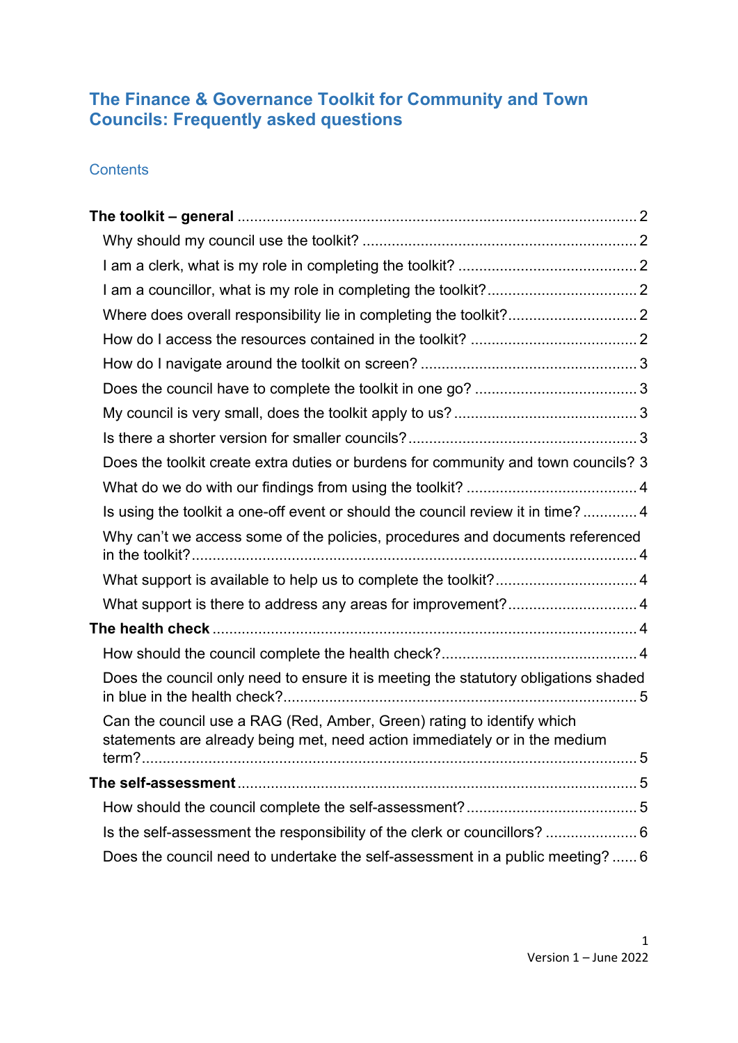# The Finance & Governance Toolkit for Community and Town Councils: Frequently asked questions

## Contents

**The toolkit – general** ... 2

- Why should my council use the toolkit? ... 2
- I am a clerk, what is my role in completing the toolkit? ... 2
- I am a councillor, what is my role in completing the toolkit? ... 2
- Where does overall responsibility lie in completing the toolkit? ... 2
- How do I access the resources contained in the toolkit? ... 2
- How do I navigate around the toolkit on screen? ... 3
- Does the council have to complete the toolkit in one go? ... 3
- My council is very small, does the toolkit apply to us? ... 3
- Is there a shorter version for smaller councils? ... 3
- Does the toolkit create extra duties or burdens for community and town councils? 3
- What do we do with our findings from using the toolkit? ... 4
- Is using the toolkit a one-off event or should the council review it in time? ... 4
- Why can't we access some of the policies, procedures and documents referenced in the toolkit? ... 4
- What support is available to help us to complete the toolkit? ... 4
- What support is there to address any areas for improvement? ... 4

**The health check** ... 4

- How should the council complete the health check? ... 4
- Does the council only need to ensure it is meeting the statutory obligations shaded in blue in the health check? ... 5
- Can the council use a RAG (Red, Amber, Green) rating to identify which statements are already being met, need action immediately or in the medium term? ... 5

**The self-assessment** ... 5

- How should the council complete the self-assessment? ... 5
- Is the self-assessment the responsibility of the clerk or councillors? ... 6
- Does the council need to undertake the self-assessment in a public meeting? ... 6

Version 1 – June 2022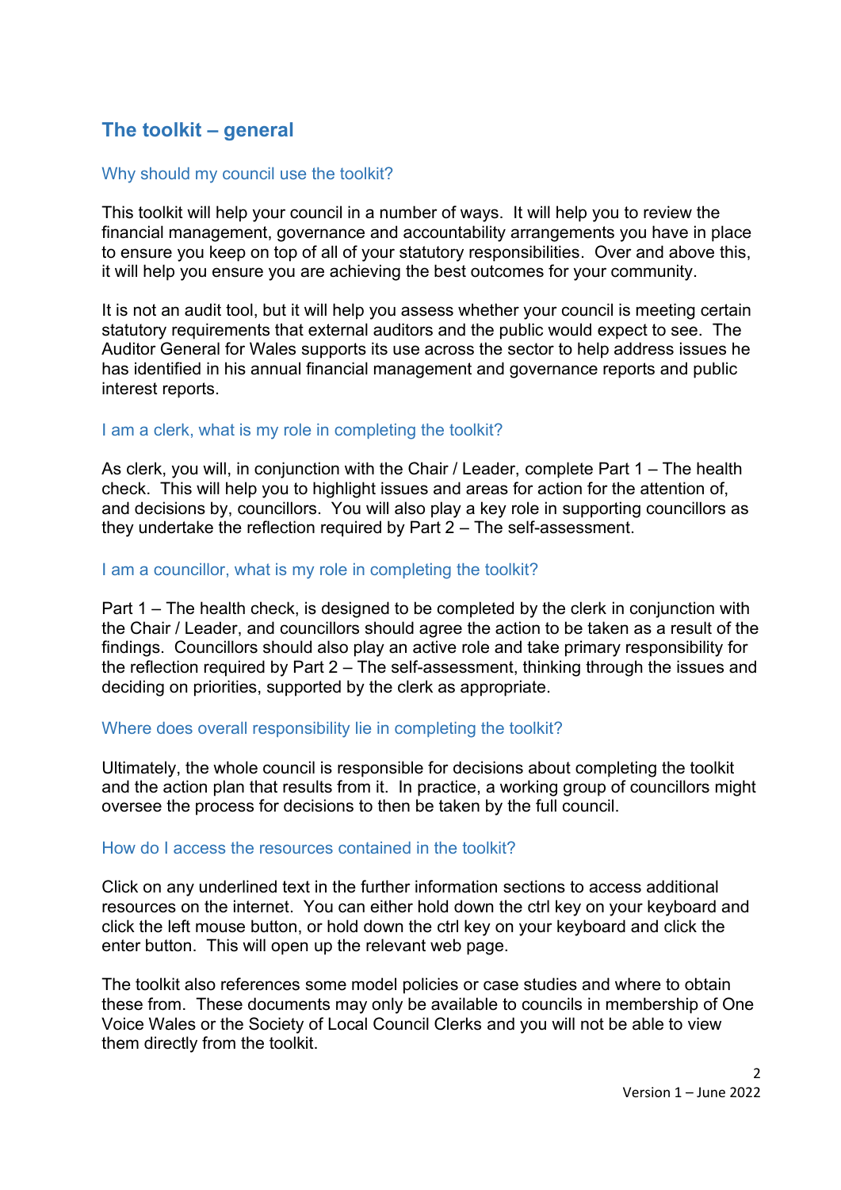## The toolkit – general

### Why should my council use the toolkit?

This toolkit will help your council in a number of ways. It will help you to review the financial management, governance and accountability arrangements you have in place to ensure you keep on top of all of your statutory responsibilities. Over and above this, it will help you ensure you are achieving the best outcomes for your community.

It is not an audit tool, but it will help you assess whether your council is meeting certain statutory requirements that external auditors and the public would expect to see. The Auditor General for Wales supports its use across the sector to help address issues he has identified in his annual financial management and governance reports and public interest reports.

### I am a clerk, what is my role in completing the toolkit?

As clerk, you will, in conjunction with the Chair / Leader, complete Part 1 – The health check. This will help you to highlight issues and areas for action for the attention of, and decisions by, councillors. You will also play a key role in supporting councillors as they undertake the reflection required by Part 2 – The self-assessment.

### I am a councillor, what is my role in completing the toolkit?

Part 1 – The health check, is designed to be completed by the clerk in conjunction with the Chair / Leader, and councillors should agree the action to be taken as a result of the findings. Councillors should also play an active role and take primary responsibility for the reflection required by Part 2 – The self-assessment, thinking through the issues and deciding on priorities, supported by the clerk as appropriate.

### Where does overall responsibility lie in completing the toolkit?

Ultimately, the whole council is responsible for decisions about completing the toolkit and the action plan that results from it. In practice, a working group of councillors might oversee the process for decisions to then be taken by the full council.

### How do I access the resources contained in the toolkit?

Click on any underlined text in the further information sections to access additional resources on the internet. You can either hold down the ctrl key on your keyboard and click the left mouse button, or hold down the ctrl key on your keyboard and click the enter button. This will open up the relevant web page.

The toolkit also references some model policies or case studies and where to obtain these from. These documents may only be available to councils in membership of One Voice Wales or the Society of Local Council Clerks and you will not be able to view them directly from the toolkit.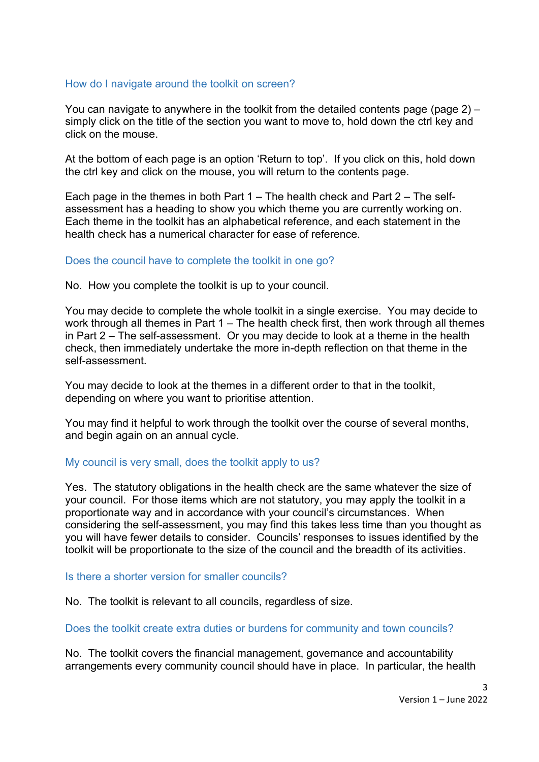### How do I navigate around the toolkit on screen?

You can navigate to anywhere in the toolkit from the detailed contents page (page 2) – simply click on the title of the section you want to move to, hold down the ctrl key and click on the mouse.

At the bottom of each page is an option 'Return to top'. If you click on this, hold down the ctrl key and click on the mouse, you will return to the contents page.

Each page in the themes in both Part 1 – The health check and Part 2 – The self-assessment has a heading to show you which theme you are currently working on. Each theme in the toolkit has an alphabetical reference, and each statement in the health check has a numerical character for ease of reference.

### Does the council have to complete the toolkit in one go?

No. How you complete the toolkit is up to your council.

You may decide to complete the whole toolkit in a single exercise. You may decide to work through all themes in Part 1 – The health check first, then work through all themes in Part 2 – The self-assessment. Or you may decide to look at a theme in the health check, then immediately undertake the more in-depth reflection on that theme in the self-assessment.

You may decide to look at the themes in a different order to that in the toolkit, depending on where you want to prioritise attention.

You may find it helpful to work through the toolkit over the course of several months, and begin again on an annual cycle.

### My council is very small, does the toolkit apply to us?

Yes. The statutory obligations in the health check are the same whatever the size of your council. For those items which are not statutory, you may apply the toolkit in a proportionate way and in accordance with your council's circumstances. When considering the self-assessment, you may find this takes less time than you thought as you will have fewer details to consider. Councils' responses to issues identified by the toolkit will be proportionate to the size of the council and the breadth of its activities.

### Is there a shorter version for smaller councils?

No. The toolkit is relevant to all councils, regardless of size.

### Does the toolkit create extra duties or burdens for community and town councils?

No. The toolkit covers the financial management, governance and accountability arrangements every community council should have in place. In particular, the health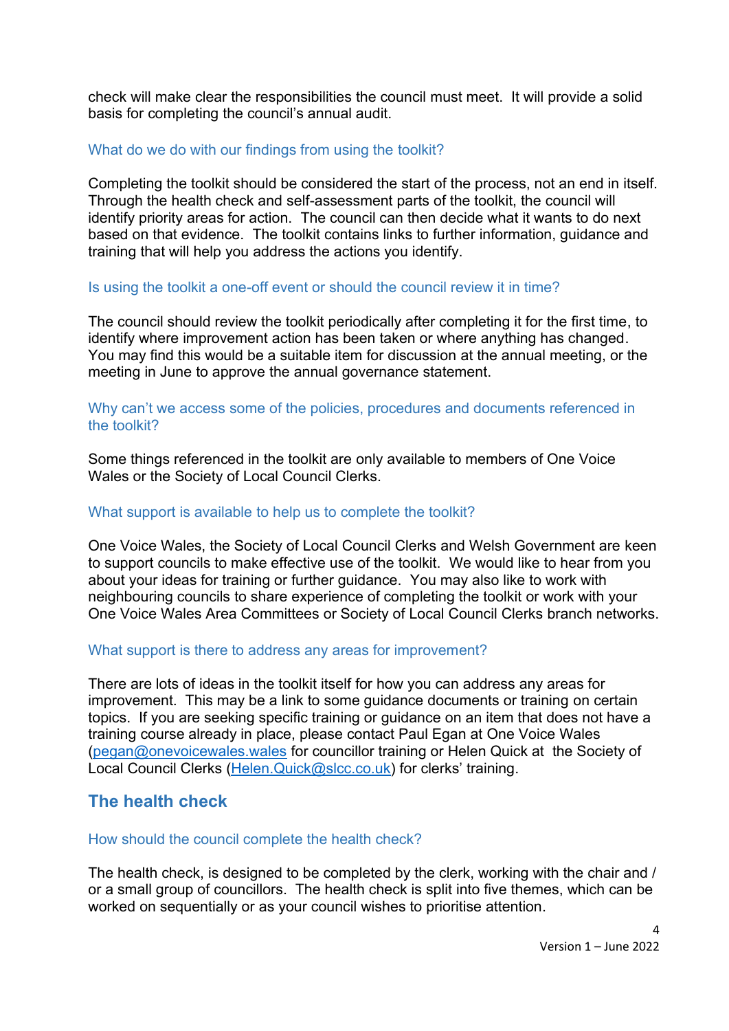check will make clear the responsibilities the council must meet. It will provide a solid basis for completing the council's annual audit.

### What do we do with our findings from using the toolkit?

Completing the toolkit should be considered the start of the process, not an end in itself. Through the health check and self-assessment parts of the toolkit, the council will identify priority areas for action. The council can then decide what it wants to do next based on that evidence. The toolkit contains links to further information, guidance and training that will help you address the actions you identify.

### Is using the toolkit a one-off event or should the council review it in time?

The council should review the toolkit periodically after completing it for the first time, to identify where improvement action has been taken or where anything has changed. You may find this would be a suitable item for discussion at the annual meeting, or the meeting in June to approve the annual governance statement.

### Why can't we access some of the policies, procedures and documents referenced in the toolkit?

Some things referenced in the toolkit are only available to members of One Voice Wales or the Society of Local Council Clerks.

### What support is available to help us to complete the toolkit?

One Voice Wales, the Society of Local Council Clerks and Welsh Government are keen to support councils to make effective use of the toolkit. We would like to hear from you about your ideas for training or further guidance. You may also like to work with neighbouring councils to share experience of completing the toolkit or work with your One Voice Wales Area Committees or Society of Local Council Clerks branch networks.

### What support is there to address any areas for improvement?

There are lots of ideas in the toolkit itself for how you can address any areas for improvement. This may be a link to some guidance documents or training on certain topics. If you are seeking specific training or guidance on an item that does not have a training course already in place, please contact Paul Egan at One Voice Wales (pegan@onevoicewales.wales for councillor training or Helen Quick at the Society of Local Council Clerks (Helen.Quick@slcc.co.uk) for clerks' training.

## The health check

### How should the council complete the health check?

The health check, is designed to be completed by the clerk, working with the chair and / or a small group of councillors. The health check is split into five themes, which can be worked on sequentially or as your council wishes to prioritise attention.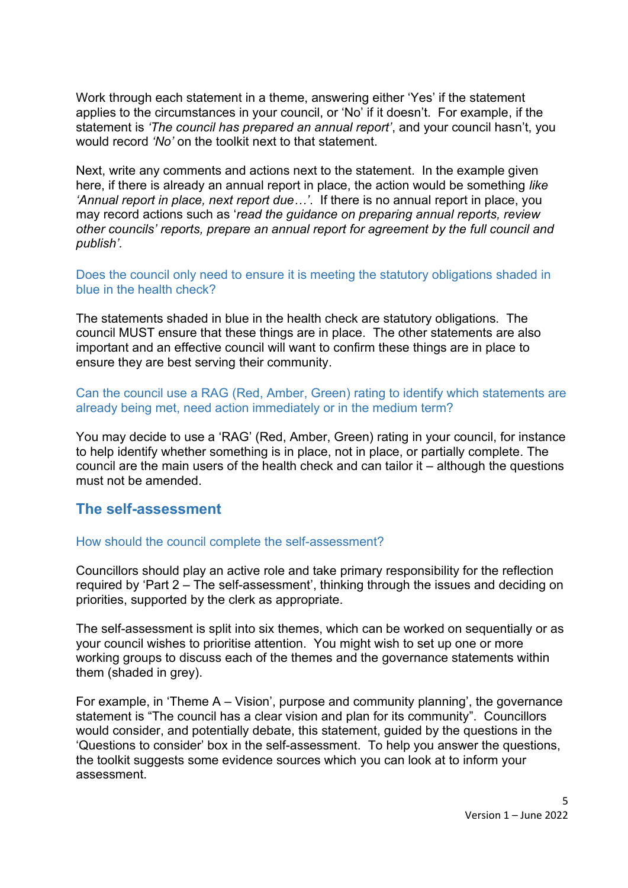Work through each statement in a theme, answering either 'Yes' if the statement applies to the circumstances in your council, or 'No' if it doesn't. For example, if the statement is *'The council has prepared an annual report'*, and your council hasn't, you would record *'No'* on the toolkit next to that statement.

Next, write any comments and actions next to the statement. In the example given here, if there is already an annual report in place, the action would be something *like 'Annual report in place, next report due…'*. If there is no annual report in place, you may record actions such as '*read the guidance on preparing annual reports, review other councils' reports, prepare an annual report for agreement by the full council and publish'.*

### Does the council only need to ensure it is meeting the statutory obligations shaded in blue in the health check?

The statements shaded in blue in the health check are statutory obligations. The council MUST ensure that these things are in place. The other statements are also important and an effective council will want to confirm these things are in place to ensure they are best serving their community.

### Can the council use a RAG (Red, Amber, Green) rating to identify which statements are already being met, need action immediately or in the medium term?

You may decide to use a 'RAG' (Red, Amber, Green) rating in your council, for instance to help identify whether something is in place, not in place, or partially complete. The council are the main users of the health check and can tailor it – although the questions must not be amended.

## The self-assessment

### How should the council complete the self-assessment?

Councillors should play an active role and take primary responsibility for the reflection required by 'Part 2 – The self-assessment', thinking through the issues and deciding on priorities, supported by the clerk as appropriate.

The self-assessment is split into six themes, which can be worked on sequentially or as your council wishes to prioritise attention. You might wish to set up one or more working groups to discuss each of the themes and the governance statements within them (shaded in grey).

For example, in 'Theme A – Vision', purpose and community planning', the governance statement is "The council has a clear vision and plan for its community". Councillors would consider, and potentially debate, this statement, guided by the questions in the 'Questions to consider' box in the self-assessment. To help you answer the questions, the toolkit suggests some evidence sources which you can look at to inform your assessment.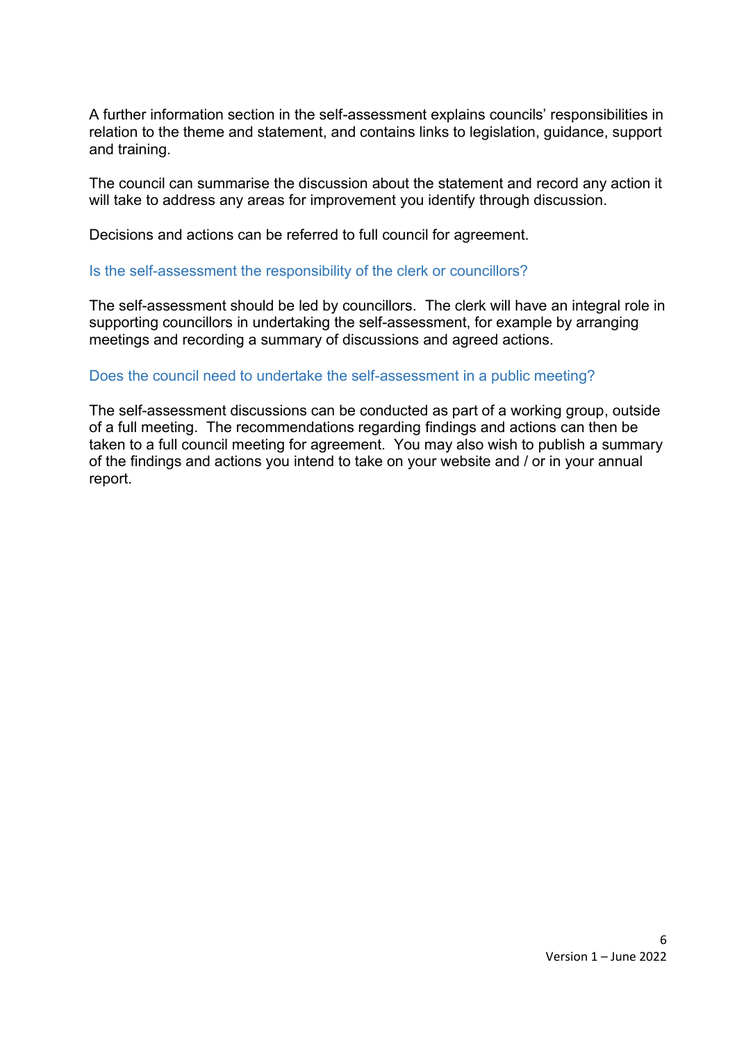A further information section in the self-assessment explains councils' responsibilities in relation to the theme and statement, and contains links to legislation, guidance, support and training.

The council can summarise the discussion about the statement and record any action it will take to address any areas for improvement you identify through discussion.

Decisions and actions can be referred to full council for agreement.

### Is the self-assessment the responsibility of the clerk or councillors?

The self-assessment should be led by councillors. The clerk will have an integral role in supporting councillors in undertaking the self-assessment, for example by arranging meetings and recording a summary of discussions and agreed actions.

### Does the council need to undertake the self-assessment in a public meeting?

The self-assessment discussions can be conducted as part of a working group, outside of a full meeting. The recommendations regarding findings and actions can then be taken to a full council meeting for agreement. You may also wish to publish a summary of the findings and actions you intend to take on your website and / or in your annual report.